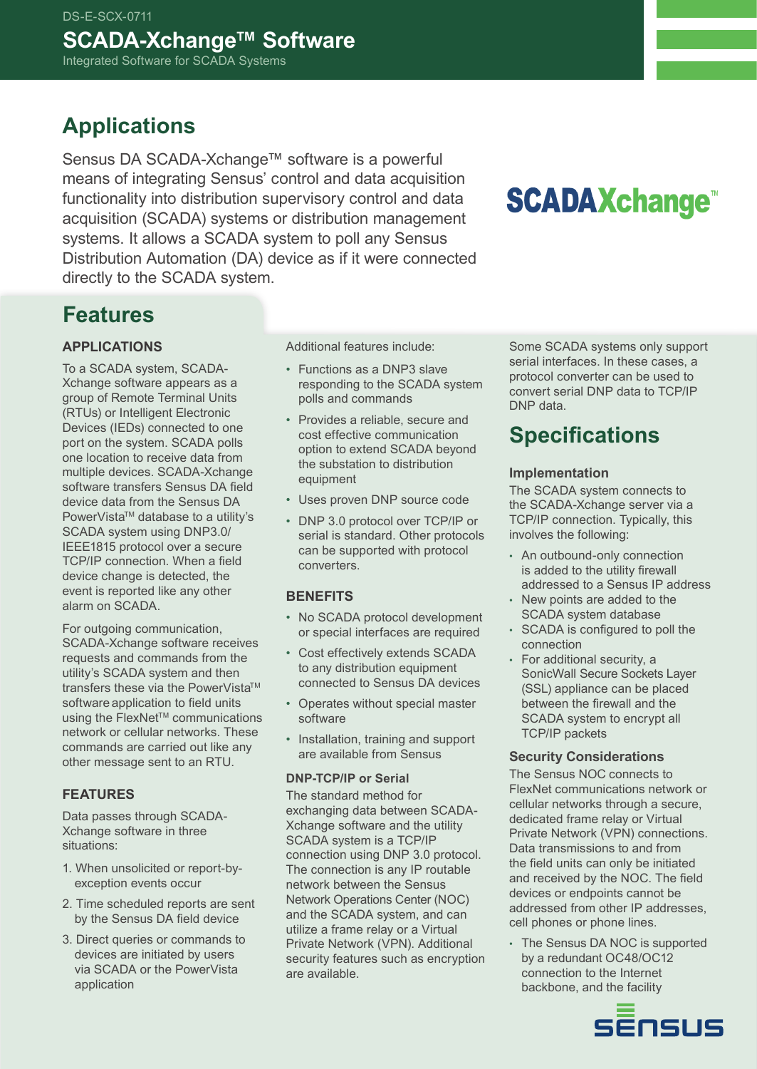DS-E-SCX-0711

# SCADA-Xchange™ Software

Integrated Software for SCADA Systems

## Applications

Sensus DA SCADA-Xchange™ software is a powerful means of integrating Sensus' control and data acquisition functionality into distribution supervisory control and data acquisition (SCADA) systems or distribution management systems. It allows a SCADA system to poll any Sensus Distribution Automation (DA) device as if it were connected directly to the SCADA system.

## Features

### APPLICATIONS

To a SCADA system, SCADA-Xchange software appears as a group of Remote Terminal Units (RTUs) or Intelligent Electronic Devices (IEDs) connected to one port on the system. SCADA polls one location to receive data from multiple devices. SCADA-Xchange software transfers Sensus DA field device data from the Sensus DA PowerVista™ database to a utility's SCADA system using DNP3.0/ IEEE1815 protocol over a secure TCP/IP connection. When a field device change is detected, the event is reported like any other alarm on SCADA.

For outgoing communication, SCADA-Xchange software receives requests and commands from the utility's SCADA system and then transfers these via the PowerVista™ software application to field units using the FlexNet™ communications network or cellular networks. These commands are carried out like any other message sent to an RTU.

### FEATURES

Data passes through SCADA-Xchange software in three situations:

1. When unsolicited or report-by-exception events occur
2. Time scheduled reports are sent by the Sensus DA field device
3. Direct queries or commands to devices are initiated by users via SCADA or the PowerVista application

Additional features include:

- Functions as a DNP3 slave responding to the SCADA system polls and commands
- Provides a reliable, secure and cost effective communication option to extend SCADA beyond the substation to distribution equipment
- Uses proven DNP source code
- DNP 3.0 protocol over TCP/IP or serial is standard. Other protocols can be supported with protocol converters.

### BENEFITS

- No SCADA protocol development or special interfaces are required
- Cost effectively extends SCADA to any distribution equipment connected to Sensus DA devices
- Operates without special master software
- Installation, training and support are available from Sensus

### DNP-TCP/IP or Serial

The standard method for exchanging data between SCADA-Xchange software and the utility SCADA system is a TCP/IP connection using DNP 3.0 protocol. The connection is any IP routable network between the Sensus Network Operations Center (NOC) and the SCADA system, and can utilize a frame relay or a Virtual Private Network (VPN). Additional security features such as encryption are available.

Some SCADA systems only support serial interfaces. In these cases, a protocol converter can be used to convert serial DNP data to TCP/IP DNP data.

## Specifications

### Implementation

The SCADA system connects to the SCADA-Xchange server via a TCP/IP connection. Typically, this involves the following:

- An outbound-only connection is added to the utility firewall addressed to a Sensus IP address
- New points are added to the SCADA system database
- SCADA is configured to poll the connection
- For additional security, a SonicWall Secure Sockets Layer (SSL) appliance can be placed between the firewall and the SCADA system to encrypt all TCP/IP packets

### Security Considerations

The Sensus NOC connects to FlexNet communications network or cellular networks through a secure, dedicated frame relay or Virtual Private Network (VPN) connections. Data transmissions to and from the field units can only be initiated and received by the NOC. The field devices or endpoints cannot be addressed from other IP addresses, cell phones or phone lines.

- The Sensus DA NOC is supported by a redundant OC48/OC12 connection to the Internet backbone, and the facility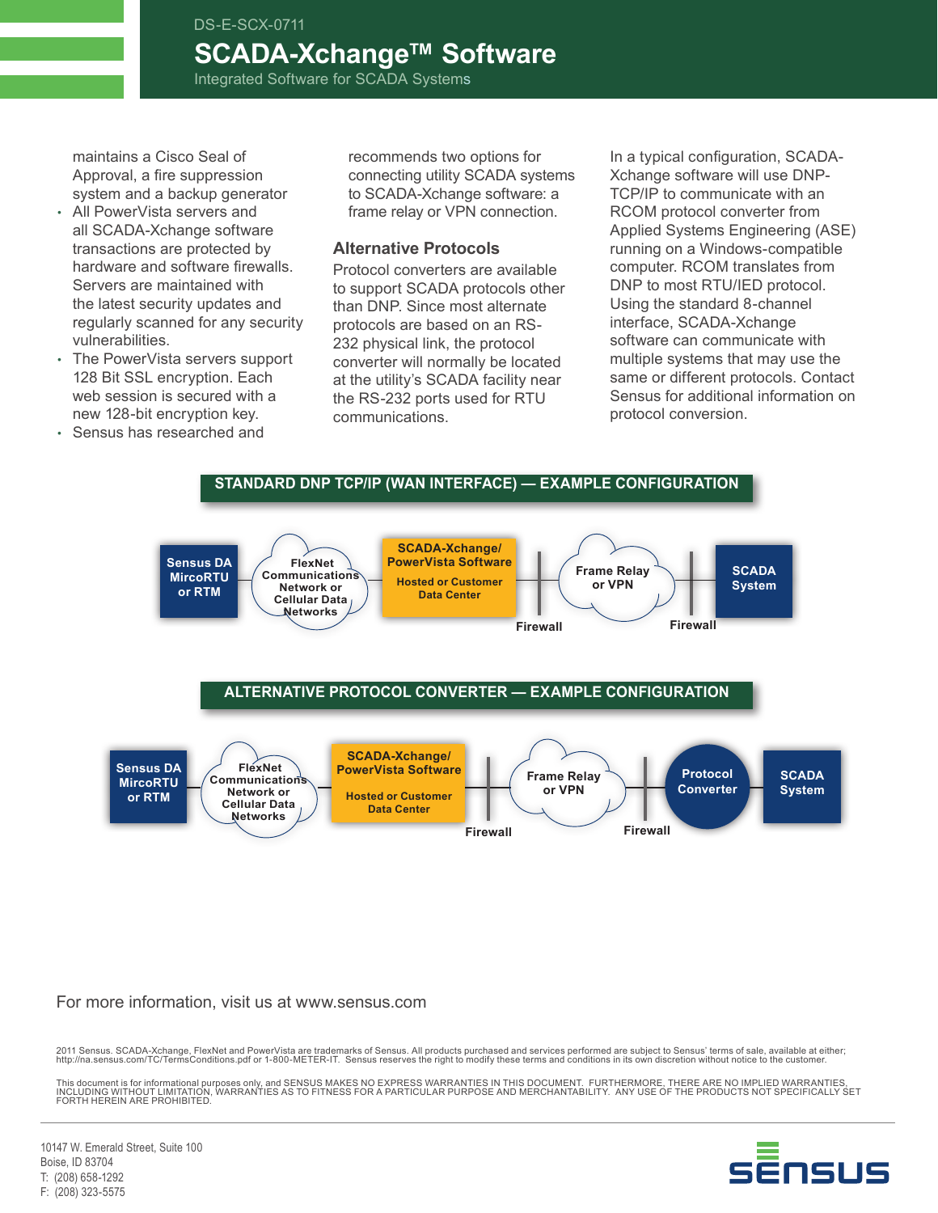maintains a Cisco Seal of Approval, a fire suppression system and a backup generator

- All PowerVista servers and all SCADA-Xchange software transactions are protected by hardware and software firewalls. Servers are maintained with the latest security updates and regularly scanned for any security vulnerabilities.
- The PowerVista servers support 128 Bit SSL encryption. Each web session is secured with a new 128-bit encryption key.
- Sensus has researched and recommends two options for connecting utility SCADA systems to SCADA-Xchange software: a frame relay or VPN connection.

## Alternative Protocols

Protocol converters are available to support SCADA protocols other than DNP. Since most alternate protocols are based on an RS-232 physical link, the protocol converter will normally be located at the utility's SCADA facility near the RS-232 ports used for RTU communications.

In a typical configuration, SCADA-Xchange software will use DNP-TCP/IP to communicate with an RCOM protocol converter from Applied Systems Engineering (ASE) running on a Windows-compatible computer. RCOM translates from DNP to most RTU/IED protocol. Using the standard 8-channel interface, SCADA-Xchange software can communicate with multiple systems that may use the same or different protocols. Contact Sensus for additional information on protocol conversion.

## STANDARD DNP TCP/IP (WAN INTERFACE) — EXAMPLE CONFIGURATION

Sensus DA MircoRTU or RTM

FlexNet Communications Network or Cellular Data Networks

SCADA-Xchange/ PowerVista Software

Hosted or Customer Data Center

Firewall

Frame Relay or VPN

Firewall

SCADA System

## ALTERNATIVE PROTOCOL CONVERTER — EXAMPLE CONFIGURATION

Sensus DA MircoRTU or RTM

FlexNet Communications Network or Cellular Data Networks

SCADA-Xchange/ PowerVista Software

Hosted or Customer Data Center

Firewall

Frame Relay or VPN

Firewall

Protocol Converter

SCADA System

For more information, visit us at www.sensus.com

2011 Sensus. SCADA-Xchange, FlexNet and PowerVista are trademarks of Sensus. All products purchased and services performed are subject to Sensus' terms of sale, available at either; http://na.sensus.com/TC/TermsConditions.pdf or 1-800-METER-IT. Sensus reserves the right to modify these terms and conditions in its own discretion without notice to the customer.

This document is for informational purposes only, and SENSUS MAKES NO EXPRESS WARRANTIES IN THIS DOCUMENT. FURTHERMORE, THERE ARE NO IMPLIED WARRANTIES, INCLUDING WITHOUT LIMITATION, WARRANTIES AS TO FITNESS FOR A PARTICULAR PURPOSE AND MERCHANTABILITY. ANY USE OF THE PRODUCTS NOT SPECIFICALLY SET FORTH HEREIN ARE PROHIBITED.

10147 W. Emerald Street, Suite 100
Boise, ID 83704
T: (208) 658-1292
F: (208) 323-5575

SENSUS